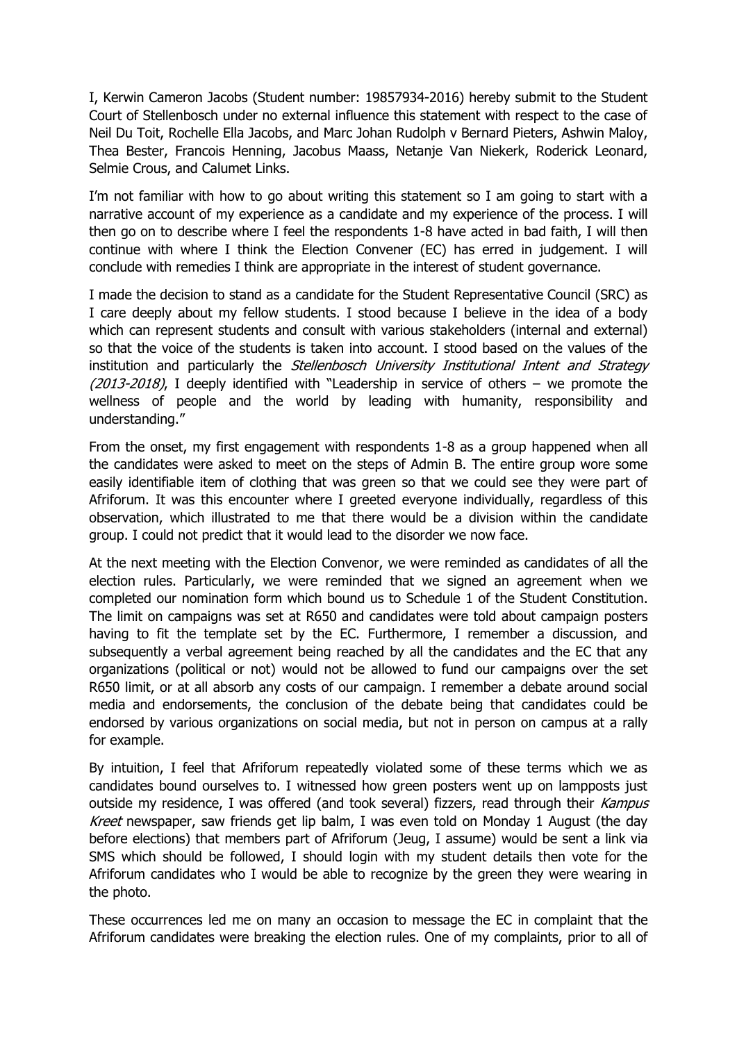I, Kerwin Cameron Jacobs (Student number: 19857934-2016) hereby submit to the Student Court of Stellenbosch under no external influence this statement with respect to the case of Neil Du Toit, Rochelle Ella Jacobs, and Marc Johan Rudolph v Bernard Pieters, Ashwin Maloy, Thea Bester, Francois Henning, Jacobus Maass, Netanje Van Niekerk, Roderick Leonard, Selmie Crous, and Calumet Links.

I'm not familiar with how to go about writing this statement so I am going to start with a narrative account of my experience as a candidate and my experience of the process. I will then go on to describe where I feel the respondents 1-8 have acted in bad faith, I will then continue with where I think the Election Convener (EC) has erred in judgement. I will conclude with remedies I think are appropriate in the interest of student governance.

I made the decision to stand as a candidate for the Student Representative Council (SRC) as I care deeply about my fellow students. I stood because I believe in the idea of a body which can represent students and consult with various stakeholders (internal and external) so that the voice of the students is taken into account. I stood based on the values of the institution and particularly the *Stellenbosch University Institutional Intent and Strategy (2013-2018)*, I deeply identified with "Leadership in service of others – we promote the wellness of people and the world by leading with humanity, responsibility and understanding."

From the onset, my first engagement with respondents 1-8 as a group happened when all the candidates were asked to meet on the steps of Admin B. The entire group wore some easily identifiable item of clothing that was green so that we could see they were part of Afriforum. It was this encounter where I greeted everyone individually, regardless of this observation, which illustrated to me that there would be a division within the candidate group. I could not predict that it would lead to the disorder we now face.

At the next meeting with the Election Convenor, we were reminded as candidates of all the election rules. Particularly, we were reminded that we signed an agreement when we completed our nomination form which bound us to Schedule 1 of the Student Constitution. The limit on campaigns was set at R650 and candidates were told about campaign posters having to fit the template set by the EC. Furthermore, I remember a discussion, and subsequently a verbal agreement being reached by all the candidates and the EC that any organizations (political or not) would not be allowed to fund our campaigns over the set R650 limit, or at all absorb any costs of our campaign. I remember a debate around social media and endorsements, the conclusion of the debate being that candidates could be endorsed by various organizations on social media, but not in person on campus at a rally for example.

By intuition, I feel that Afriforum repeatedly violated some of these terms which we as candidates bound ourselves to. I witnessed how green posters went up on lampposts just outside my residence, I was offered (and took several) fizzers, read through their *Kampus Kreet* newspaper, saw friends get lip balm, I was even told on Monday 1 August (the day before elections) that members part of Afriforum (Jeug, I assume) would be sent a link via SMS which should be followed, I should login with my student details then vote for the Afriforum candidates who I would be able to recognize by the green they were wearing in the photo.

These occurrences led me on many an occasion to message the EC in complaint that the Afriforum candidates were breaking the election rules. One of my complaints, prior to all of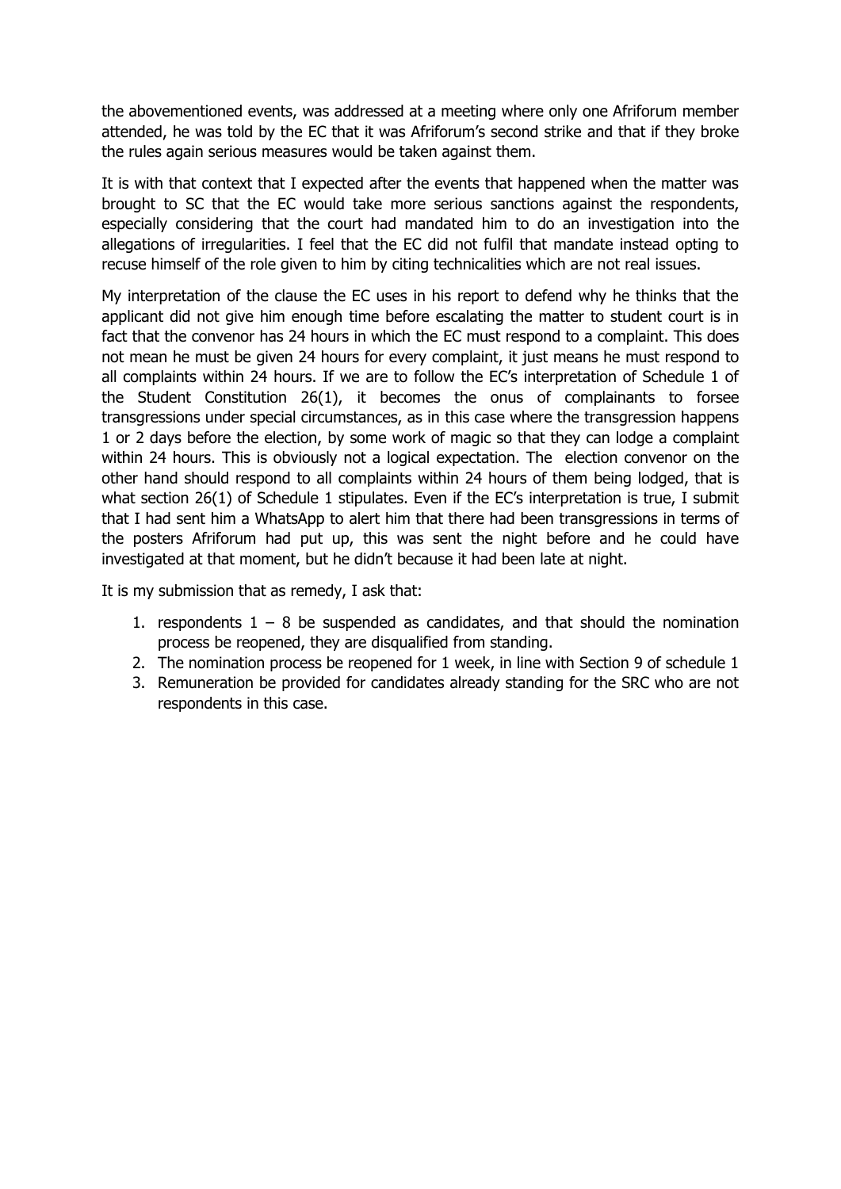the abovementioned events, was addressed at a meeting where only one Afriforum member attended, he was told by the EC that it was Afriforum's second strike and that if they broke the rules again serious measures would be taken against them.

It is with that context that I expected after the events that happened when the matter was brought to SC that the EC would take more serious sanctions against the respondents, especially considering that the court had mandated him to do an investigation into the allegations of irregularities. I feel that the EC did not fulfil that mandate instead opting to recuse himself of the role given to him by citing technicalities which are not real issues.

My interpretation of the clause the EC uses in his report to defend why he thinks that the applicant did not give him enough time before escalating the matter to student court is in fact that the convenor has 24 hours in which the EC must respond to a complaint. This does not mean he must be given 24 hours for every complaint, it just means he must respond to all complaints within 24 hours. If we are to follow the EC's interpretation of Schedule 1 of the Student Constitution 26(1), it becomes the onus of complainants to forsee transgressions under special circumstances, as in this case where the transgression happens 1 or 2 days before the election, by some work of magic so that they can lodge a complaint within 24 hours. This is obviously not a logical expectation. The election convenor on the other hand should respond to all complaints within 24 hours of them being lodged, that is what section 26(1) of Schedule 1 stipulates. Even if the EC's interpretation is true, I submit that I had sent him a WhatsApp to alert him that there had been transgressions in terms of the posters Afriforum had put up, this was sent the night before and he could have investigated at that moment, but he didn't because it had been late at night.

It is my submission that as remedy, I ask that:

1. respondents 1 – 8 be suspended as candidates, and that should the nomination process be reopened, they are disqualified from standing.
2. The nomination process be reopened for 1 week, in line with Section 9 of schedule 1
3. Remuneration be provided for candidates already standing for the SRC who are not respondents in this case.